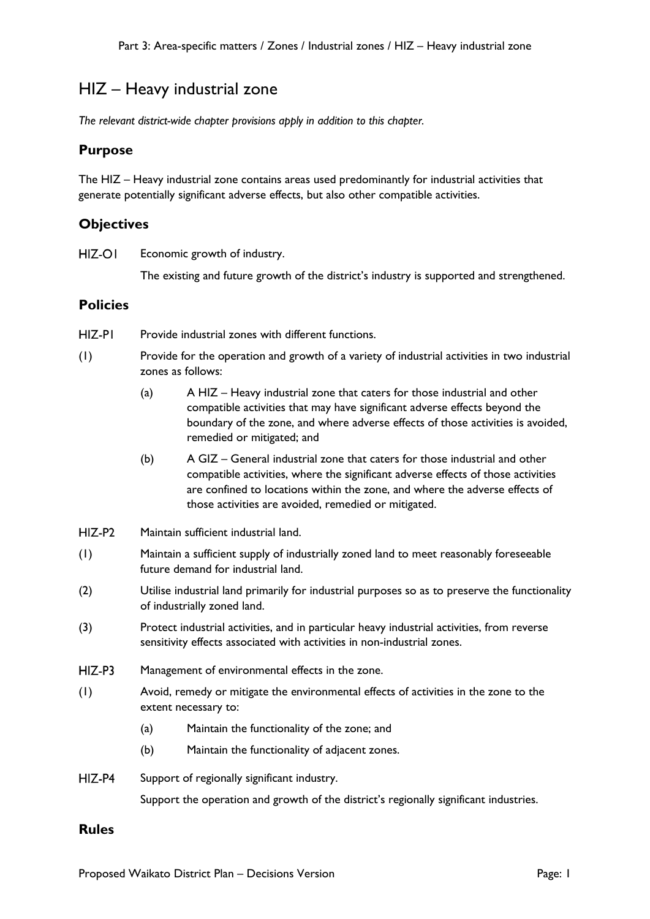# HIZ – Heavy industrial zone

*The relevant district-wide chapter provisions apply in addition to this chapter.*

## Purpose

The HIZ – Heavy industrial zone contains areas used predominantly for industrial activities that generate potentially significant adverse effects, but also other compatible activities.

## Objectives

HIZ-O1 Economic growth of industry.

The existing and future growth of the district's industry is supported and strengthened.

## Policies

HIZ-P1 Provide industrial zones with different functions.

(1) Provide for the operation and growth of a variety of industrial activities in two industrial zones as follows:

- (a) A HIZ – Heavy industrial zone that caters for those industrial and other compatible activities that may have significant adverse effects beyond the boundary of the zone, and where adverse effects of those activities is avoided, remedied or mitigated; and
- (b) A GIZ – General industrial zone that caters for those industrial and other compatible activities, where the significant adverse effects of those activities are confined to locations within the zone, and where the adverse effects of those activities are avoided, remedied or mitigated.

HIZ-P2 Maintain sufficient industrial land.

(1) Maintain a sufficient supply of industrially zoned land to meet reasonably foreseeable future demand for industrial land.

(2) Utilise industrial land primarily for industrial purposes so as to preserve the functionality of industrially zoned land.

(3) Protect industrial activities, and in particular heavy industrial activities, from reverse sensitivity effects associated with activities in non-industrial zones.

HIZ-P3 Management of environmental effects in the zone.

(1) Avoid, remedy or mitigate the environmental effects of activities in the zone to the extent necessary to:

- (a) Maintain the functionality of the zone; and
- (b) Maintain the functionality of adjacent zones.

HIZ-P4 Support of regionally significant industry.

Support the operation and growth of the district's regionally significant industries.

## Rules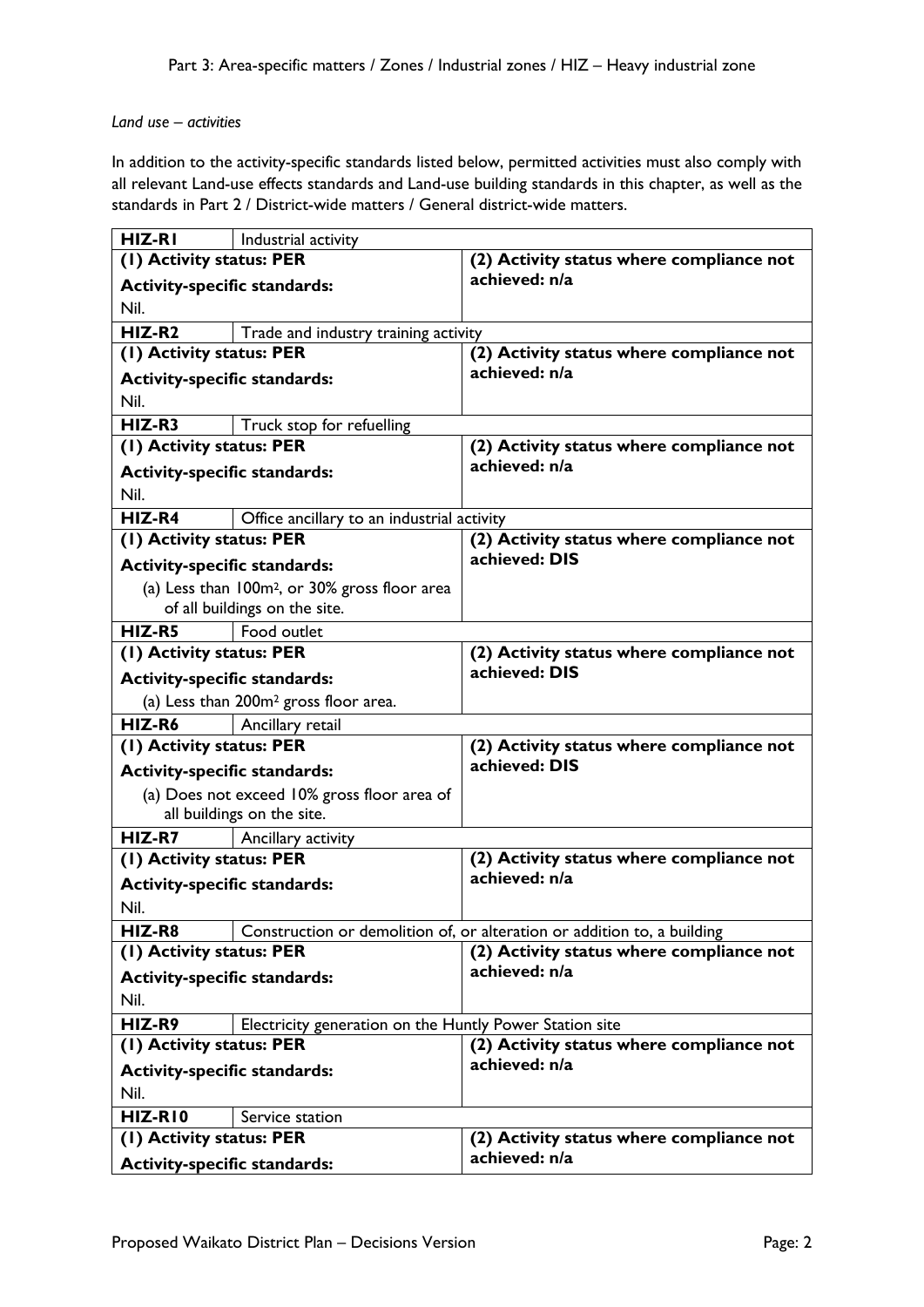*Land use – activities*

In addition to the activity-specific standards listed below, permitted activities must also comply with all relevant Land-use effects standards and Land-use building standards in this chapter, as well as the standards in Part 2 / District-wide matters / General district-wide matters.

| **HIZ-R1** | Industrial activity | |
|---|---|---|
| **(1) Activity status: PER**<br>**Activity-specific standards:**<br>Nil. | | **(2) Activity status where compliance not achieved: n/a** |
| **HIZ-R2** | Trade and industry training activity | |
| **(1) Activity status: PER**<br>**Activity-specific standards:**<br>Nil. | | **(2) Activity status where compliance not achieved: n/a** |
| **HIZ-R3** | Truck stop for refuelling | |
| **(1) Activity status: PER**<br>**Activity-specific standards:**<br>Nil. | | **(2) Activity status where compliance not achieved: n/a** |
| **HIZ-R4** | Office ancillary to an industrial activity | |
| **(1) Activity status: PER**<br>**Activity-specific standards:**<br>(a) Less than 100m², or 30% gross floor area of all buildings on the site. | | **(2) Activity status where compliance not achieved: DIS** |
| **HIZ-R5** | Food outlet | |
| **(1) Activity status: PER**<br>**Activity-specific standards:**<br>(a) Less than 200m² gross floor area. | | **(2) Activity status where compliance not achieved: DIS** |
| **HIZ-R6** | Ancillary retail | |
| **(1) Activity status: PER**<br>**Activity-specific standards:**<br>(a) Does not exceed 10% gross floor area of all buildings on the site. | | **(2) Activity status where compliance not achieved: DIS** |
| **HIZ-R7** | Ancillary activity | |
| **(1) Activity status: PER**<br>**Activity-specific standards:**<br>Nil. | | **(2) Activity status where compliance not achieved: n/a** |
| **HIZ-R8** | Construction or demolition of, or alteration or addition to, a building | |
| **(1) Activity status: PER**<br>**Activity-specific standards:**<br>Nil. | | **(2) Activity status where compliance not achieved: n/a** |
| **HIZ-R9** | Electricity generation on the Huntly Power Station site | |
| **(1) Activity status: PER**<br>**Activity-specific standards:**<br>Nil. | | **(2) Activity status where compliance not achieved: n/a** |
| **HIZ-R10** | Service station | |
| **(1) Activity status: PER**<br>**Activity-specific standards:** | | **(2) Activity status where compliance not achieved: n/a** |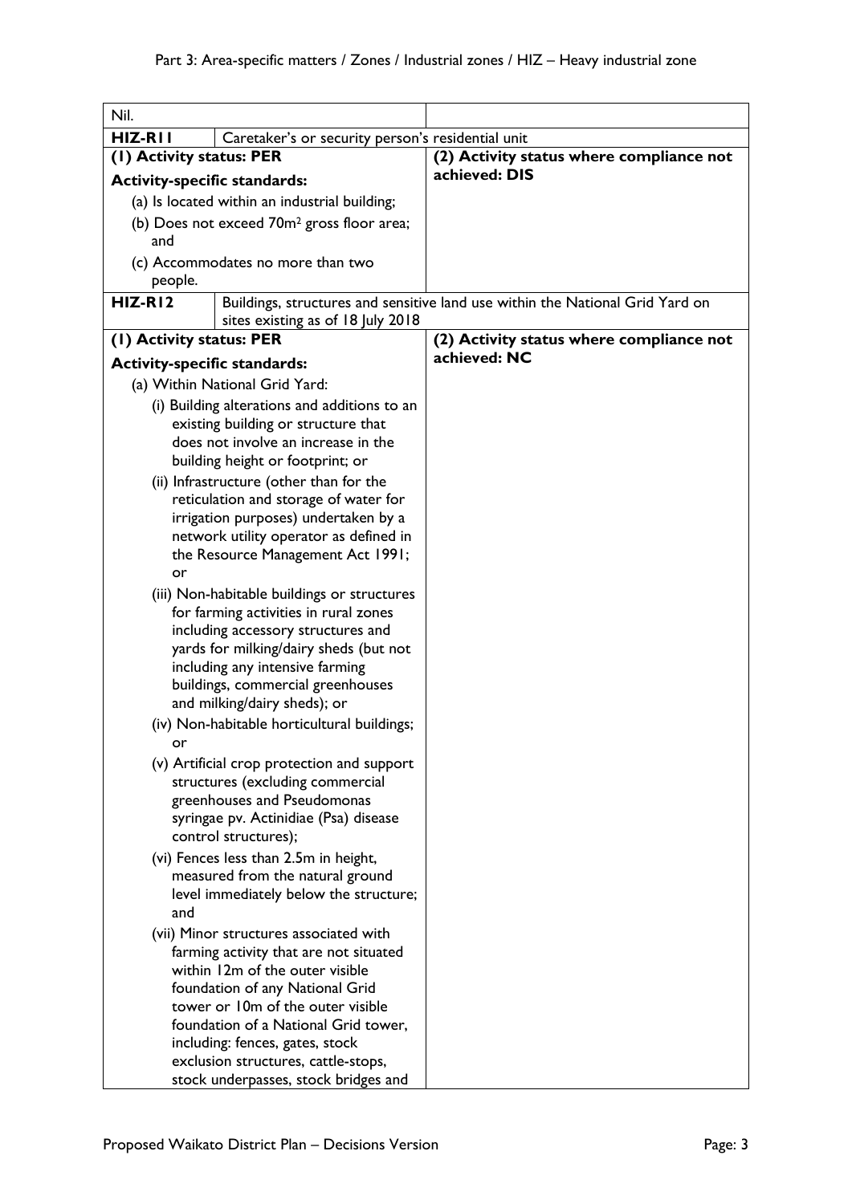| Nil. | | |
|---|---|---|
| **HIZ-R11** | Caretaker's or security person's residential unit | |
| **(1) Activity status: PER**<br><br>**Activity-specific standards:**<br>(a) Is located within an industrial building;<br>(b) Does not exceed 70m² gross floor area; and<br>(c) Accommodates no more than two people. | | **(2) Activity status where compliance not achieved: DIS** |
| **HIZ-R12** | Buildings, structures and sensitive land use within the National Grid Yard on sites existing as of 18 July 2018 | |
| **(1) Activity status: PER**<br><br>**Activity-specific standards:**<br>(a) Within National Grid Yard:<br>(i) Building alterations and additions to an existing building or structure that does not involve an increase in the building height or footprint; or<br>(ii) Infrastructure (other than for the reticulation and storage of water for irrigation purposes) undertaken by a network utility operator as defined in the Resource Management Act 1991; or<br>(iii) Non-habitable buildings or structures for farming activities in rural zones including accessory structures and yards for milking/dairy sheds (but not including any intensive farming buildings, commercial greenhouses and milking/dairy sheds); or<br>(iv) Non-habitable horticultural buildings; or<br>(v) Artificial crop protection and support structures (excluding commercial greenhouses and Pseudomonas syringae pv. Actinidiae (Psa) disease control structures);<br>(vi) Fences less than 2.5m in height, measured from the natural ground level immediately below the structure; and<br>(vii) Minor structures associated with farming activity that are not situated within 12m of the outer visible foundation of any National Grid tower or 10m of the outer visible foundation of a National Grid tower, including: fences, gates, stock exclusion structures, cattle-stops, stock underpasses, stock bridges and | | **(2) Activity status where compliance not achieved: NC** |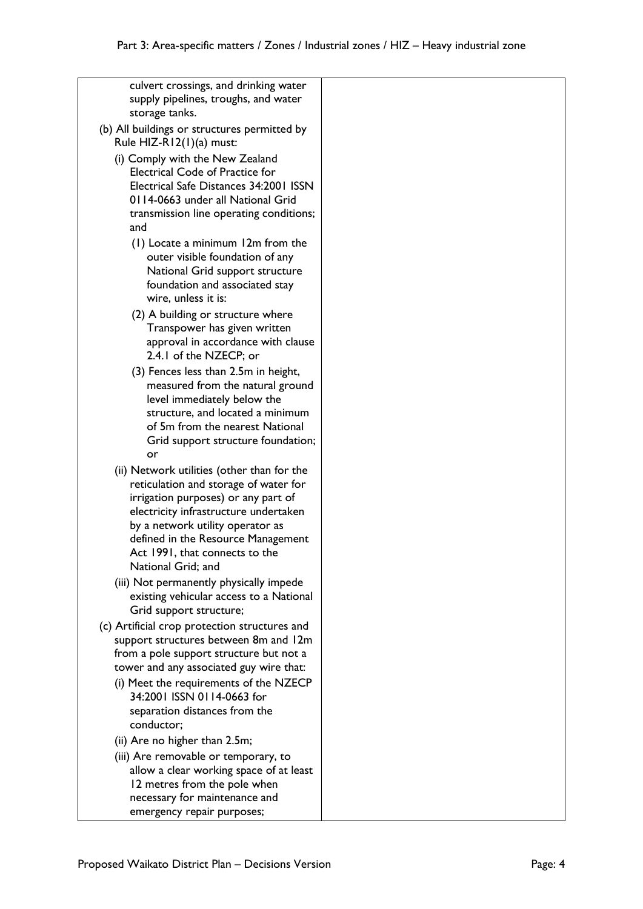| | |
|---|---|
| culvert crossings, and drinking water supply pipelines, troughs, and water storage tanks.<br><br>(b) All buildings or structures permitted by Rule HIZ-R12(1)(a) must:<br><br>(i) Comply with the New Zealand Electrical Code of Practice for Electrical Safe Distances 34:2001 ISSN 0114-0663 under all National Grid transmission line operating conditions; and<br><br>(1) Locate a minimum 12m from the outer visible foundation of any National Grid support structure foundation and associated stay wire, unless it is:<br><br>(2) A building or structure where Transpower has given written approval in accordance with clause 2.4.1 of the NZECP; or<br><br>(3) Fences less than 2.5m in height, measured from the natural ground level immediately below the structure, and located a minimum of 5m from the nearest National Grid support structure foundation; or<br><br>(ii) Network utilities (other than for the reticulation and storage of water for irrigation purposes) or any part of electricity infrastructure undertaken by a network utility operator as defined in the Resource Management Act 1991, that connects to the National Grid; and<br><br>(iii) Not permanently physically impede existing vehicular access to a National Grid support structure;<br><br>(c) Artificial crop protection structures and support structures between 8m and 12m from a pole support structure but not a tower and any associated guy wire that:<br><br>(i) Meet the requirements of the NZECP 34:2001 ISSN 0114-0663 for separation distances from the conductor;<br><br>(ii) Are no higher than 2.5m;<br><br>(iii) Are removable or temporary, to allow a clear working space of at least 12 metres from the pole when necessary for maintenance and emergency repair purposes; | |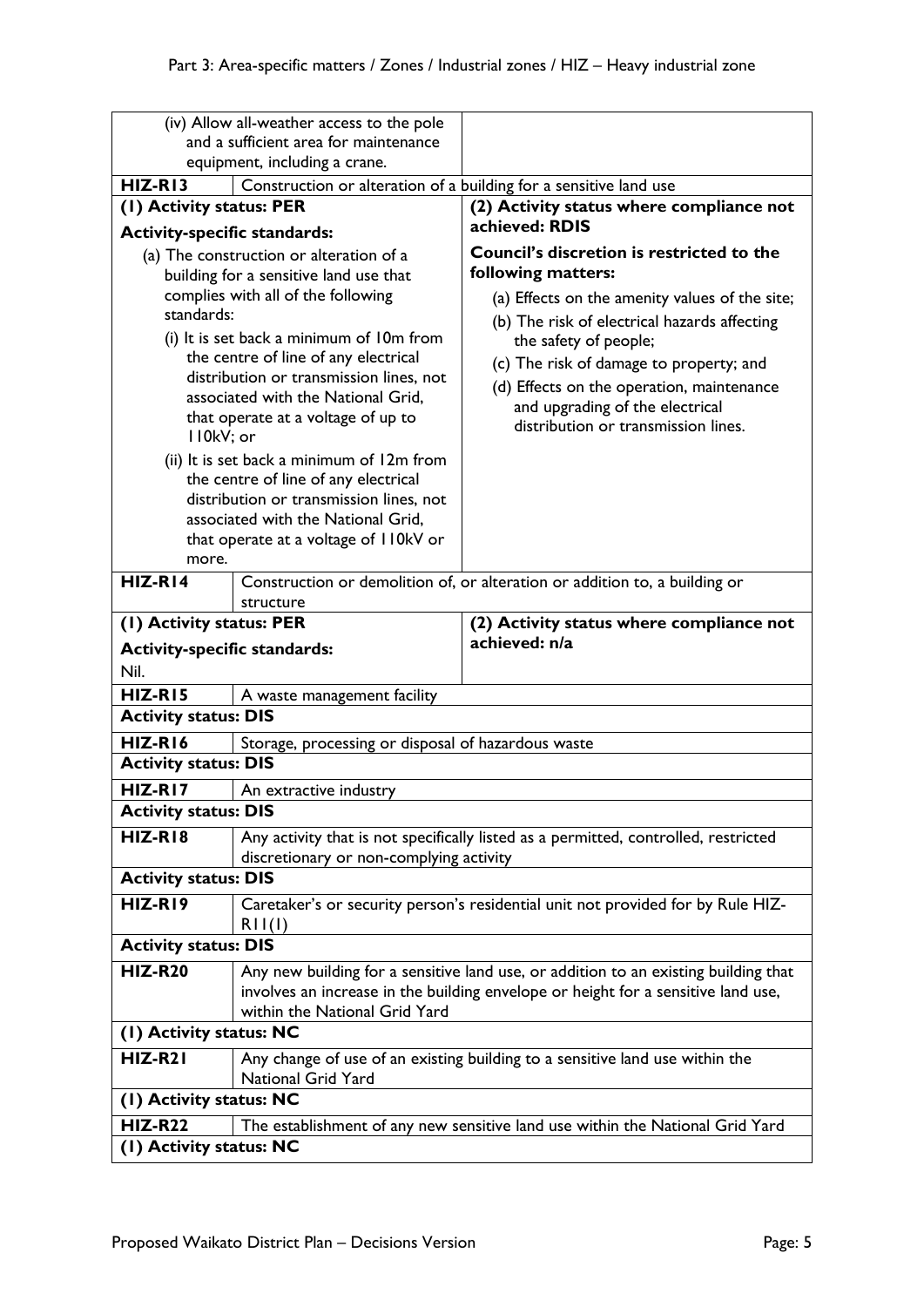| | | |
|---|---|---|
| | (iv) Allow all-weather access to the pole and a sufficient area for maintenance equipment, including a crane. | |
| **HIZ-R13** | Construction or alteration of a building for a sensitive land use | |
| **(1) Activity status: PER**<br><br>**Activity-specific standards:**<br><br>(a) The construction or alteration of a building for a sensitive land use that complies with all of the following standards:<br>(i) It is set back a minimum of 10m from the centre of line of any electrical distribution or transmission lines, not associated with the National Grid, that operate at a voltage of up to 110kV; or<br>(ii) It is set back a minimum of 12m from the centre of line of any electrical distribution or transmission lines, not associated with the National Grid, that operate at a voltage of 110kV or more. | | **(2) Activity status where compliance not achieved: RDIS**<br><br>**Council's discretion is restricted to the following matters:**<br><br>(a) Effects on the amenity values of the site;<br>(b) The risk of electrical hazards affecting the safety of people;<br>(c) The risk of damage to property; and<br>(d) Effects on the operation, maintenance and upgrading of the electrical distribution or transmission lines. |
| **HIZ-R14** | Construction or demolition of, or alteration or addition to, a building or structure | |
| **(1) Activity status: PER**<br><br>**Activity-specific standards:**<br><br>Nil. | | **(2) Activity status where compliance not achieved: n/a** |
| **HIZ-R15** | A waste management facility | |
| **Activity status: DIS** | | |
| **HIZ-R16** | Storage, processing or disposal of hazardous waste | |
| **Activity status: DIS** | | |
| **HIZ-R17** | An extractive industry | |
| **Activity status: DIS** | | |
| **HIZ-R18** | Any activity that is not specifically listed as a permitted, controlled, restricted discretionary or non-complying activity | |
| **Activity status: DIS** | | |
| **HIZ-R19** | Caretaker's or security person's residential unit not provided for by Rule HIZ-R11(1) | |
| **Activity status: DIS** | | |
| **HIZ-R20** | Any new building for a sensitive land use, or addition to an existing building that involves an increase in the building envelope or height for a sensitive land use, within the National Grid Yard | |
| **(1) Activity status: NC** | | |
| **HIZ-R21** | Any change of use of an existing building to a sensitive land use within the National Grid Yard | |
| **(1) Activity status: NC** | | |
| **HIZ-R22** | The establishment of any new sensitive land use within the National Grid Yard | |
| **(1) Activity status: NC** | | |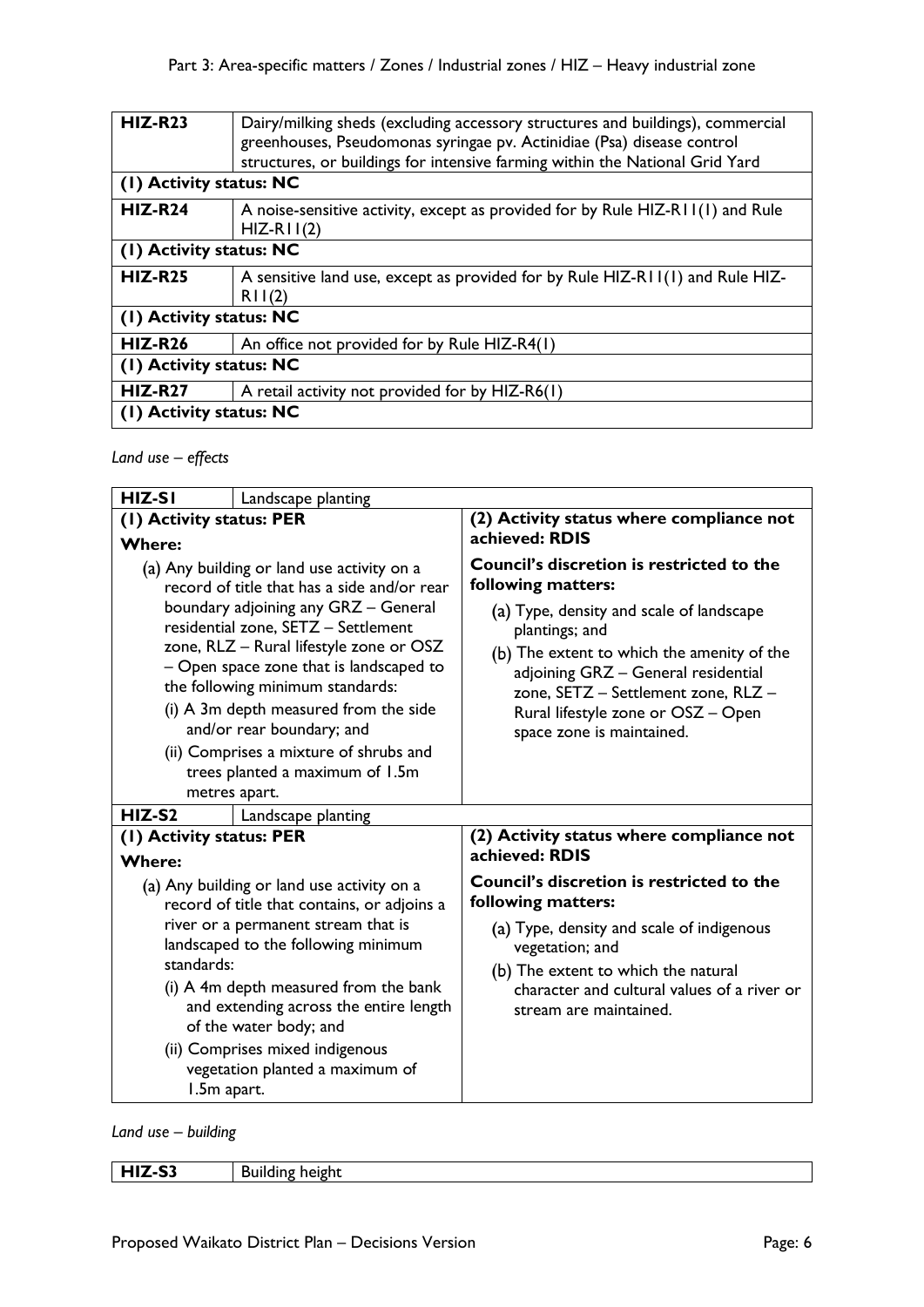| HIZ-R23 | Dairy/milking sheds (excluding accessory structures and buildings), commercial greenhouses, Pseudomonas syringae pv. Actinidiae (Psa) disease control structures, or buildings for intensive farming within the National Grid Yard |
|---|---|
| **(1) Activity status: NC** | |
| **HIZ-R24** | A noise-sensitive activity, except as provided for by Rule HIZ-R11(1) and Rule HIZ-R11(2) |
| **(1) Activity status: NC** | |
| **HIZ-R25** | A sensitive land use, except as provided for by Rule HIZ-R11(1) and Rule HIZ-R11(2) |
| **(1) Activity status: NC** | |
| **HIZ-R26** | An office not provided for by Rule HIZ-R4(1) |
| **(1) Activity status: NC** | |
| **HIZ-R27** | A retail activity not provided for by HIZ-R6(1) |
| **(1) Activity status: NC** | |

*Land use – effects*

| HIZ-S1 | Landscape planting |
|---|---|
| **(1) Activity status: PER**<br>**Where:**<br>(a) Any building or land use activity on a record of title that has a side and/or rear boundary adjoining any GRZ – General residential zone, SETZ – Settlement zone, RLZ – Rural lifestyle zone or OSZ – Open space zone that is landscaped to the following minimum standards:<br>(i) A 3m depth measured from the side and/or rear boundary; and<br>(ii) Comprises a mixture of shrubs and trees planted a maximum of 1.5m metres apart. | **(2) Activity status where compliance not achieved: RDIS**<br>**Council's discretion is restricted to the following matters:**<br>(a) Type, density and scale of landscape plantings; and<br>(b) The extent to which the amenity of the adjoining GRZ – General residential zone, SETZ – Settlement zone, RLZ – Rural lifestyle zone or OSZ – Open space zone is maintained. |
| **HIZ-S2** | Landscape planting |
| **(1) Activity status: PER**<br>**Where:**<br>(a) Any building or land use activity on a record of title that contains, or adjoins a river or a permanent stream that is landscaped to the following minimum standards:<br>(i) A 4m depth measured from the bank and extending across the entire length of the water body; and<br>(ii) Comprises mixed indigenous vegetation planted a maximum of 1.5m apart. | **(2) Activity status where compliance not achieved: RDIS**<br>**Council's discretion is restricted to the following matters:**<br>(a) Type, density and scale of indigenous vegetation; and<br>(b) The extent to which the natural character and cultural values of a river or stream are maintained. |

*Land use – building*

| HIZ-S3 | Building height |
|---|---|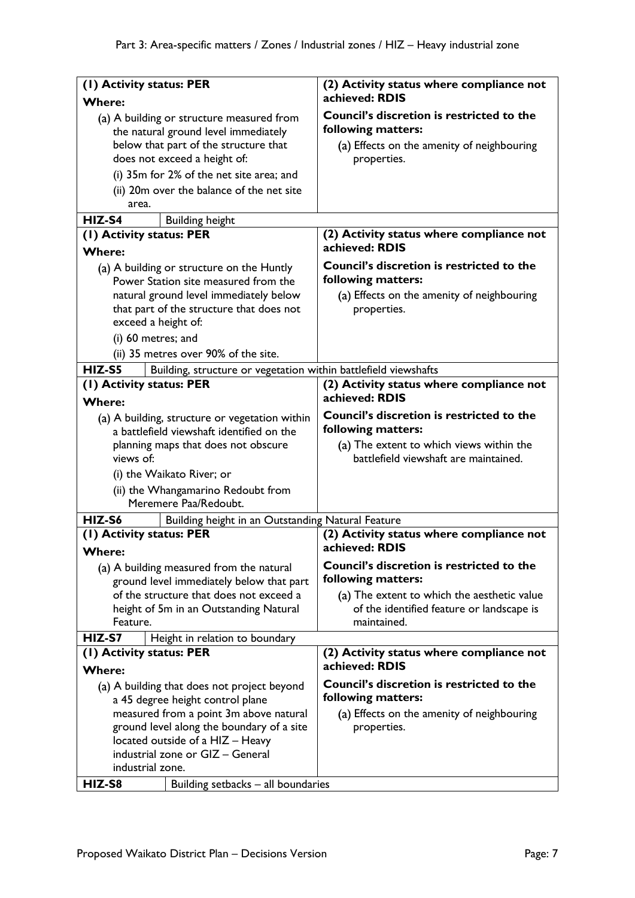| (1) Activity status: PER | (2) Activity status where compliance not achieved: RDIS |
| --- | --- |
| **Where:**<br>(a) A building or structure measured from the natural ground level immediately below that part of the structure that does not exceed a height of:<br>(i) 35m for 2% of the net site area; and<br>(ii) 20m over the balance of the net site area. | **Council's discretion is restricted to the following matters:**<br>(a) Effects on the amenity of neighbouring properties. |
| **HIZ-S4** | **Building height** |
| **(1) Activity status: PER**<br>**Where:**<br>(a) A building or structure on the Huntly Power Station site measured from the natural ground level immediately below that part of the structure that does not exceed a height of:<br>(i) 60 metres; and<br>(ii) 35 metres over 90% of the site. | **(2) Activity status where compliance not achieved: RDIS**<br>**Council's discretion is restricted to the following matters:**<br>(a) Effects on the amenity of neighbouring properties. |
| **HIZ-S5** | **Building, structure or vegetation within battlefield viewshafts** |
| **(1) Activity status: PER**<br>**Where:**<br>(a) A building, structure or vegetation within a battlefield viewshaft identified on the planning maps that does not obscure views of:<br>(i) the Waikato River; or<br>(ii) the Whangamarino Redoubt from Meremere Paa/Redoubt. | **(2) Activity status where compliance not achieved: RDIS**<br>**Council's discretion is restricted to the following matters:**<br>(a) The extent to which views within the battlefield viewshaft are maintained. |
| **HIZ-S6** | **Building height in an Outstanding Natural Feature** |
| **(1) Activity status: PER**<br>**Where:**<br>(a) A building measured from the natural ground level immediately below that part of the structure that does not exceed a height of 5m in an Outstanding Natural Feature. | **(2) Activity status where compliance not achieved: RDIS**<br>**Council's discretion is restricted to the following matters:**<br>(a) The extent to which the aesthetic value of the identified feature or landscape is maintained. |
| **HIZ-S7** | **Height in relation to boundary** |
| **(1) Activity status: PER**<br>**Where:**<br>(a) A building that does not project beyond a 45 degree height control plane measured from a point 3m above natural ground level along the boundary of a site located outside of a HIZ – Heavy industrial zone or GIZ – General industrial zone. | **(2) Activity status where compliance not achieved: RDIS**<br>**Council's discretion is restricted to the following matters:**<br>(a) Effects on the amenity of neighbouring properties. |
| **HIZ-S8** | **Building setbacks – all boundaries** |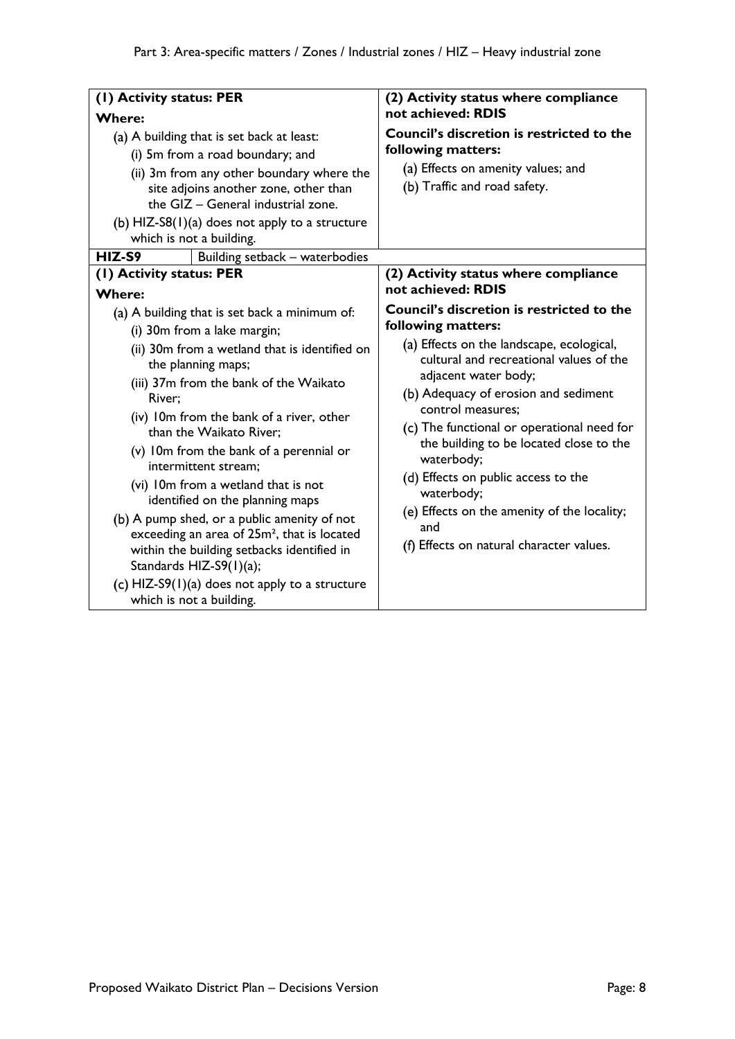| | |
|---|---|
| **(1) Activity status: PER**<br>**Where:**<br>(a) A building that is set back at least:<br>(i) 5m from a road boundary; and<br>(ii) 3m from any other boundary where the site adjoins another zone, other than the GIZ – General industrial zone.<br>(b) HIZ-S8(1)(a) does not apply to a structure which is not a building. | **(2) Activity status where compliance not achieved: RDIS**<br>**Council's discretion is restricted to the following matters:**<br>(a) Effects on amenity values; and<br>(b) Traffic and road safety. |
| **HIZ-S9** Building setback – waterbodies | |
| **(1) Activity status: PER**<br>**Where:**<br>(a) A building that is set back a minimum of:<br>(i) 30m from a lake margin;<br>(ii) 30m from a wetland that is identified on the planning maps;<br>(iii) 37m from the bank of the Waikato River;<br>(iv) 10m from the bank of a river, other than the Waikato River;<br>(v) 10m from the bank of a perennial or intermittent stream;<br>(vi) 10m from a wetland that is not identified on the planning maps<br>(b) A pump shed, or a public amenity of not exceeding an area of 25m², that is located within the building setbacks identified in Standards HIZ-S9(1)(a);<br>(c) HIZ-S9(1)(a) does not apply to a structure which is not a building. | **(2) Activity status where compliance not achieved: RDIS**<br>**Council's discretion is restricted to the following matters:**<br>(a) Effects on the landscape, ecological, cultural and recreational values of the adjacent water body;<br>(b) Adequacy of erosion and sediment control measures;<br>(c) The functional or operational need for the building to be located close to the waterbody;<br>(d) Effects on public access to the waterbody;<br>(e) Effects on the amenity of the locality; and<br>(f) Effects on natural character values. |